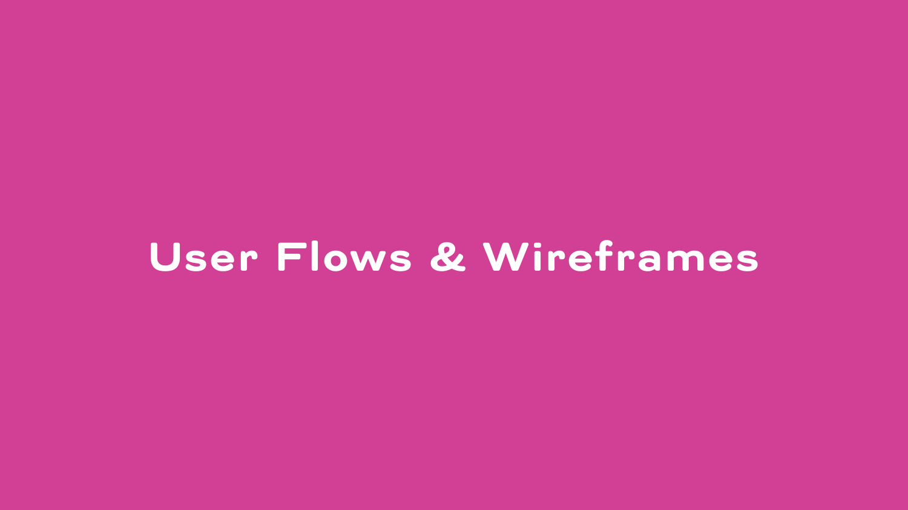# User Flows & Wireframes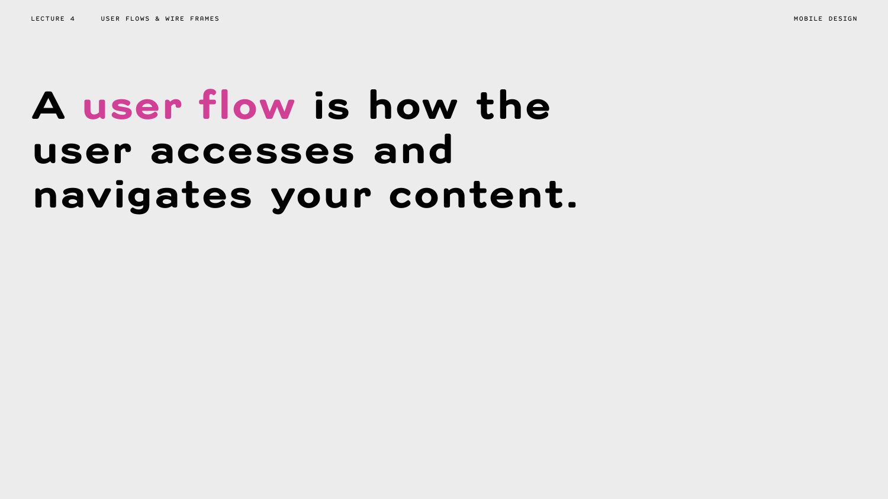# A **user flow** is how the user accesses and navigates your content.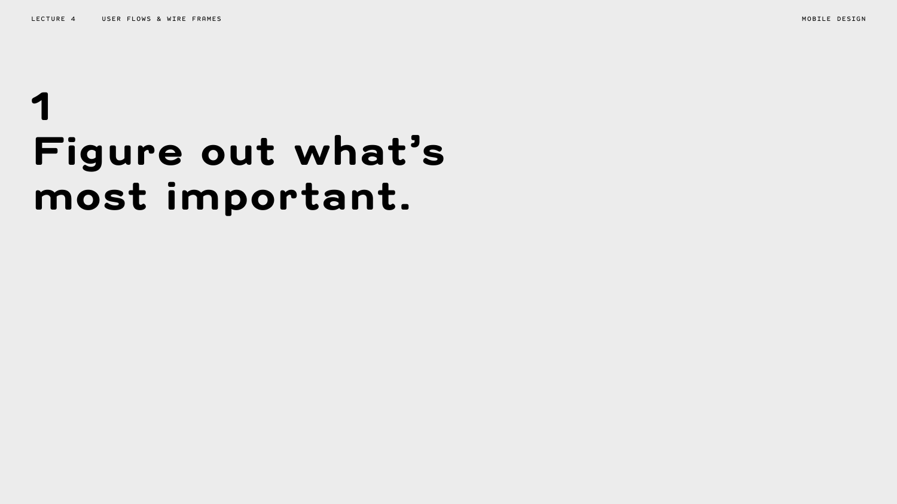# 1
# Figure out what’s most important.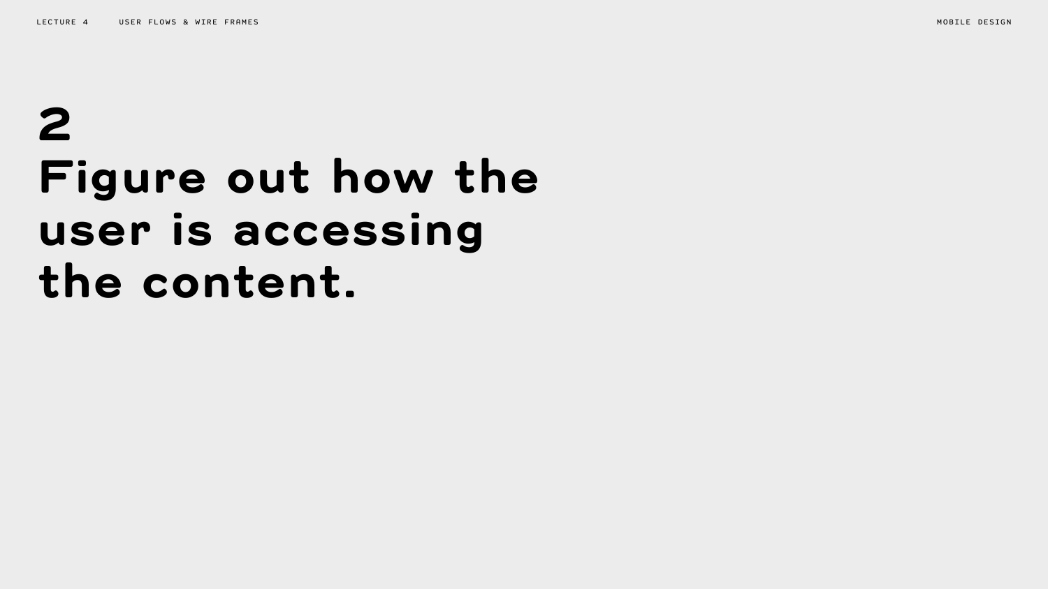# 2
# Figure out how the user is accessing the content.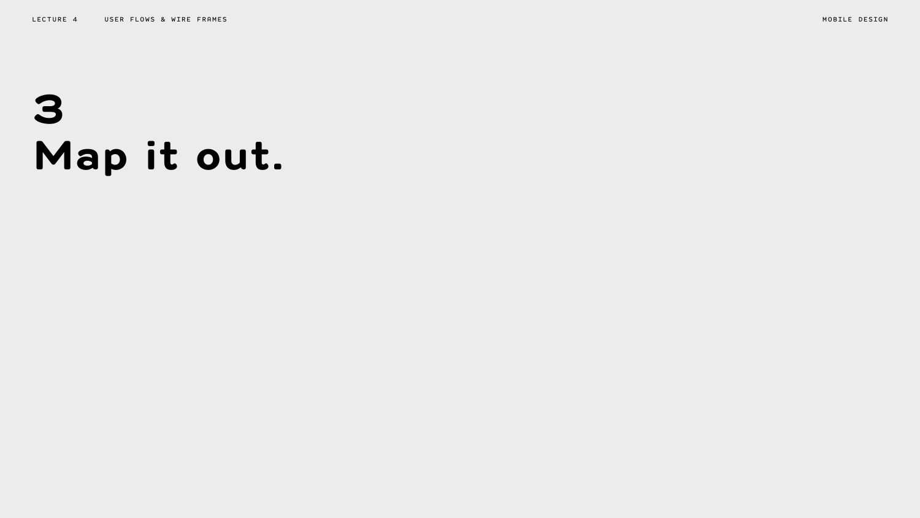# 3
# Map it out.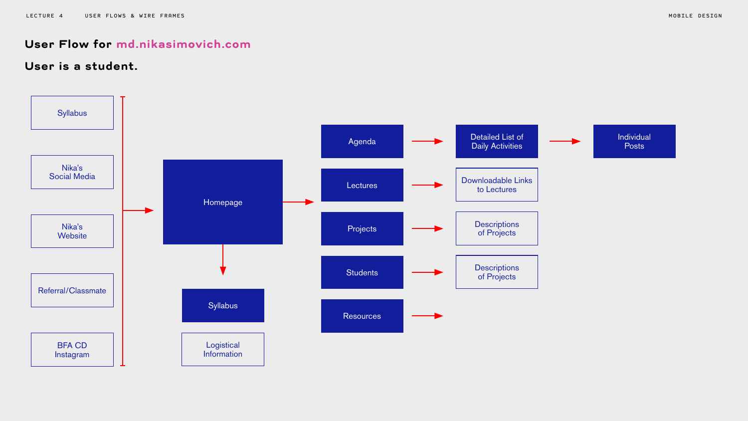## User Flow for md.nikasimovich.com

## User is a student.

Syllabus

Nika's Social Media

Nika's Website

Referral/Classmate

BFA CD Instagram

Homepage

Syllabus

Logistical Information

Agenda → Detailed List of Daily Activities → Individual Posts

Lectures → Downloadable Links to Lectures

Projects → Descriptions of Projects

Students → Descriptions of Projects

Resources →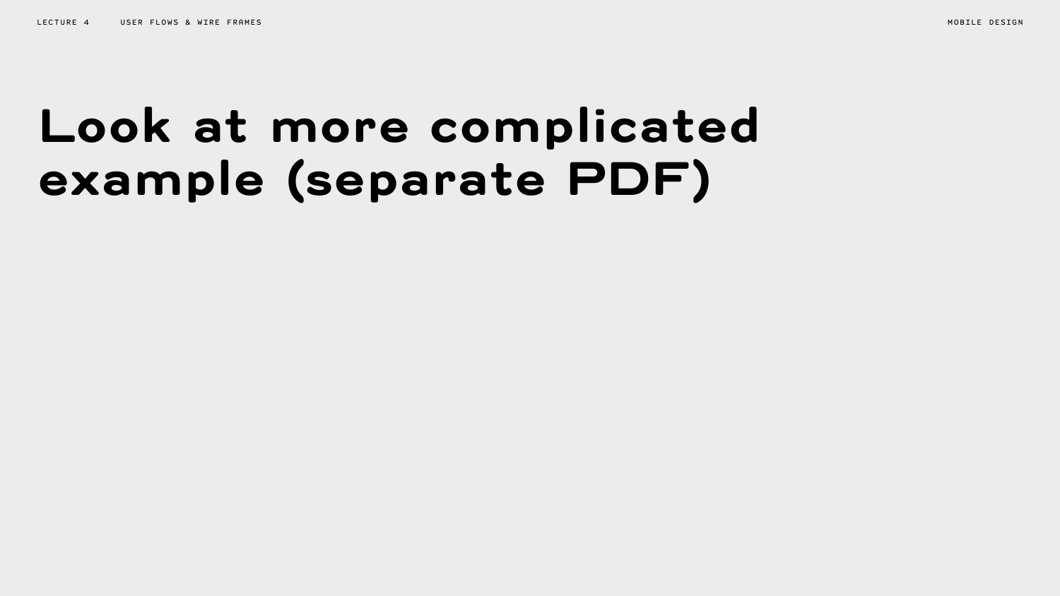# Look at more complicated example (separate PDF)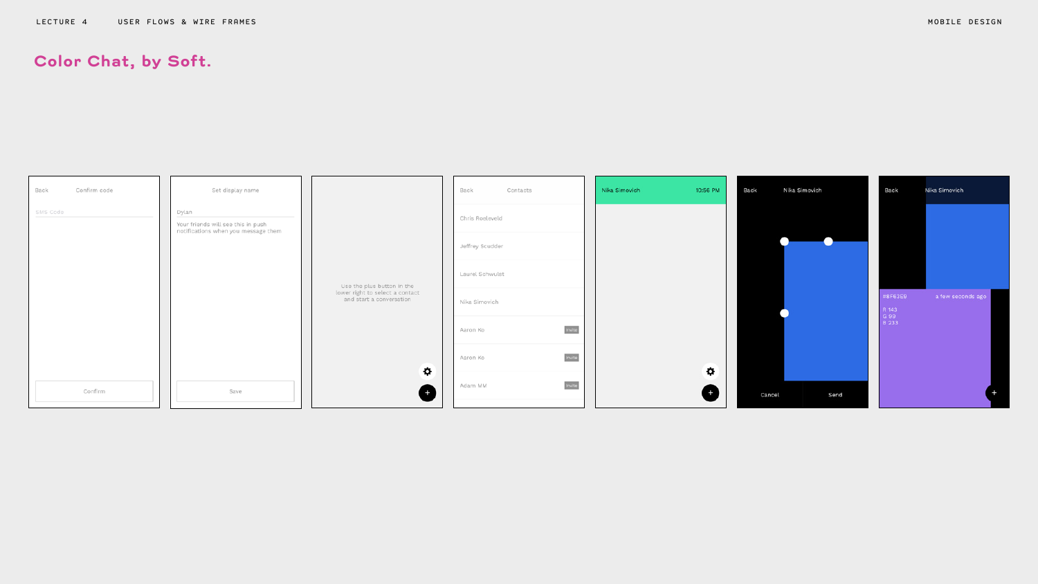# Color Chat, by Soft.

Back　Confirm code

SMS Code

Confirm

Set display name

Dylan

Your friends will see this in push notifications when you message them

Save

Use the plus button in the lower right to select a contact and start a conversation

Back　Contacts

Chris Roelveld

Jeffrey Scudder

Laurel Schwulst

Nika Simovich

Aaron Ko　Invite

Aaron Ko　Invite

Adam MM　Invite

Nika Simovich　10:56 PM

Back　Nika Simovich

Cancel　Send

Back　Nika Simovich

#8F63E9　a few seconds ago

R 143
G 99
B 233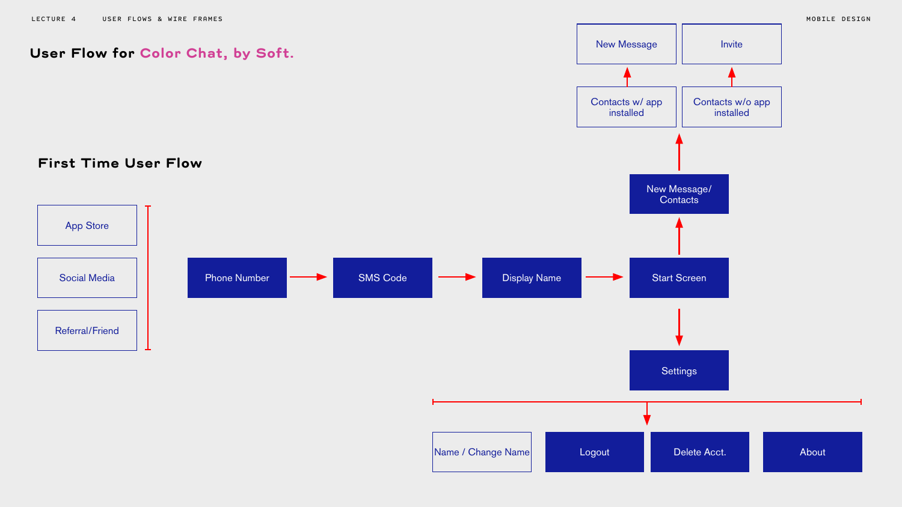# User Flow for Color Chat, by Soft.

## First Time User Flow

- App Store
- Social Media
- Referral/Friend

Phone Number → SMS Code → Display Name → Start Screen

Start Screen → New Message/ Contacts → Contacts w/ app installed → New Message

Start Screen → New Message/ Contacts → Contacts w/o app installed → Invite

Start Screen → Settings → Name / Change Name, Logout, Delete Acct., About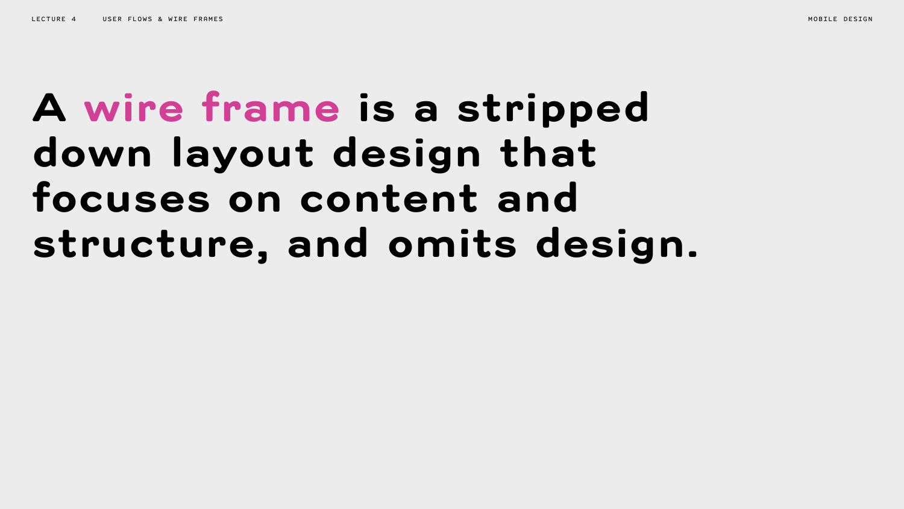# A **wire frame** is a stripped down layout design that focuses on content and structure, and omits design.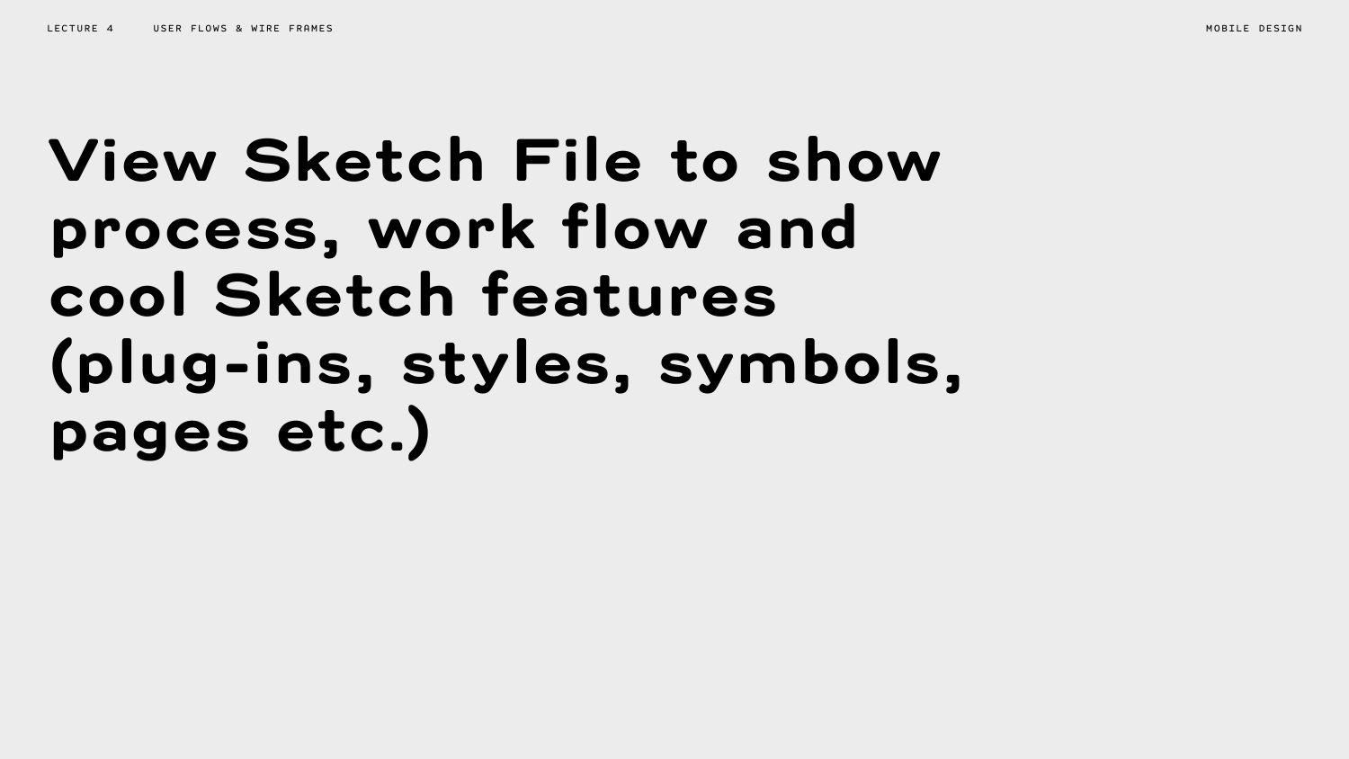# View Sketch File to show process, work flow and cool Sketch features (plug-ins, styles, symbols, pages etc.)